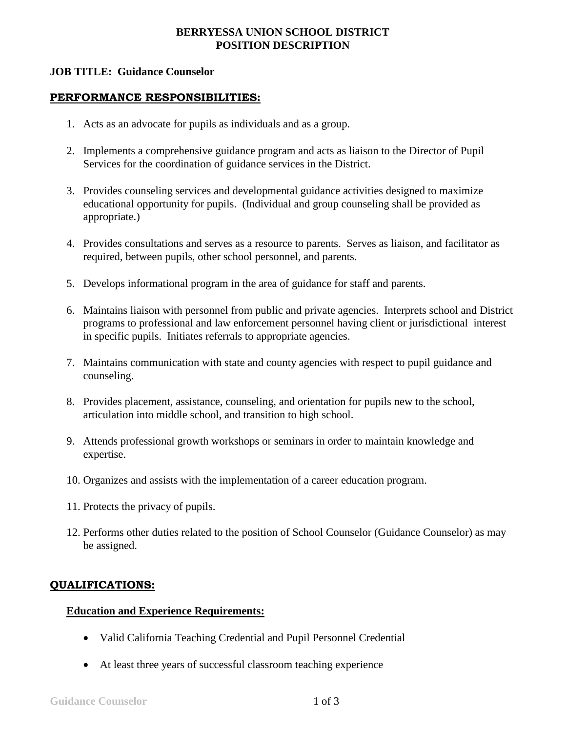**BERRYESSA UNION SCHOOL DISTRICT**
**POSITION DESCRIPTION**

**JOB TITLE: Guidance Counselor**

## PERFORMANCE RESPONSIBILITIES:

1. Acts as an advocate for pupils as individuals and as a group.

2. Implements a comprehensive guidance program and acts as liaison to the Director of Pupil Services for the coordination of guidance services in the District.

3. Provides counseling services and developmental guidance activities designed to maximize educational opportunity for pupils. (Individual and group counseling shall be provided as appropriate.)

4. Provides consultations and serves as a resource to parents. Serves as liaison, and facilitator as required, between pupils, other school personnel, and parents.

5. Develops informational program in the area of guidance for staff and parents.

6. Maintains liaison with personnel from public and private agencies. Interprets school and District programs to professional and law enforcement personnel having client or jurisdictional interest in specific pupils. Initiates referrals to appropriate agencies.

7. Maintains communication with state and county agencies with respect to pupil guidance and counseling.

8. Provides placement, assistance, counseling, and orientation for pupils new to the school, articulation into middle school, and transition to high school.

9. Attends professional growth workshops or seminars in order to maintain knowledge and expertise.

10. Organizes and assists with the implementation of a career education program.

11. Protects the privacy of pupils.

12. Performs other duties related to the position of School Counselor (Guidance Counselor) as may be assigned.

## QUALIFICATIONS:

### Education and Experience Requirements:

- Valid California Teaching Credential and Pupil Personnel Credential

- At least three years of successful classroom teaching experience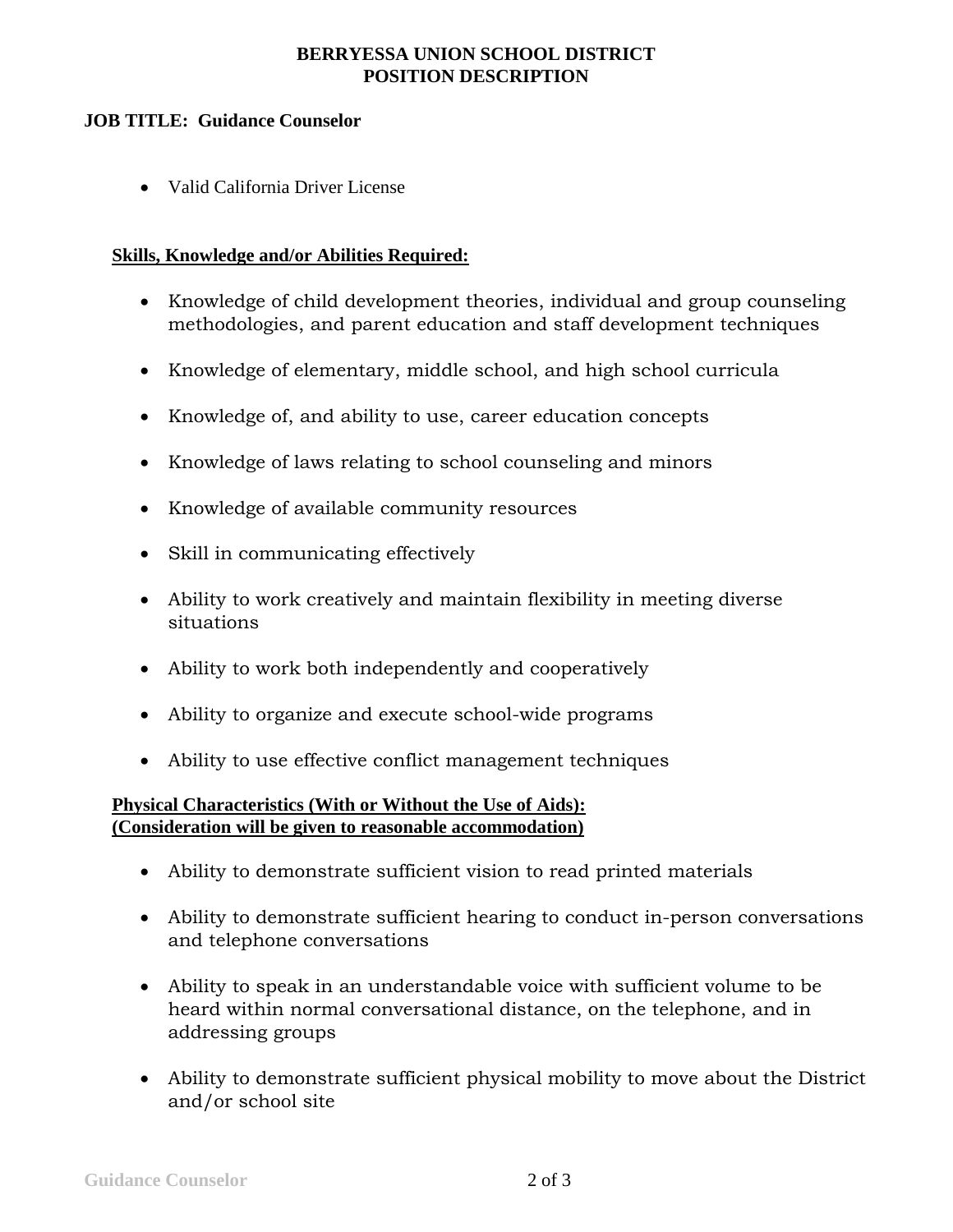**BERRYESSA UNION SCHOOL DISTRICT**
**POSITION DESCRIPTION**

**JOB TITLE: Guidance Counselor**

- Valid California Driver License

**Skills, Knowledge and/or Abilities Required:**

- Knowledge of child development theories, individual and group counseling methodologies, and parent education and staff development techniques
- Knowledge of elementary, middle school, and high school curricula
- Knowledge of, and ability to use, career education concepts
- Knowledge of laws relating to school counseling and minors
- Knowledge of available community resources
- Skill in communicating effectively
- Ability to work creatively and maintain flexibility in meeting diverse situations
- Ability to work both independently and cooperatively
- Ability to organize and execute school-wide programs
- Ability to use effective conflict management techniques

**Physical Characteristics (With or Without the Use of Aids):**
**(Consideration will be given to reasonable accommodation)**

- Ability to demonstrate sufficient vision to read printed materials
- Ability to demonstrate sufficient hearing to conduct in-person conversations and telephone conversations
- Ability to speak in an understandable voice with sufficient volume to be heard within normal conversational distance, on the telephone, and in addressing groups
- Ability to demonstrate sufficient physical mobility to move about the District and/or school site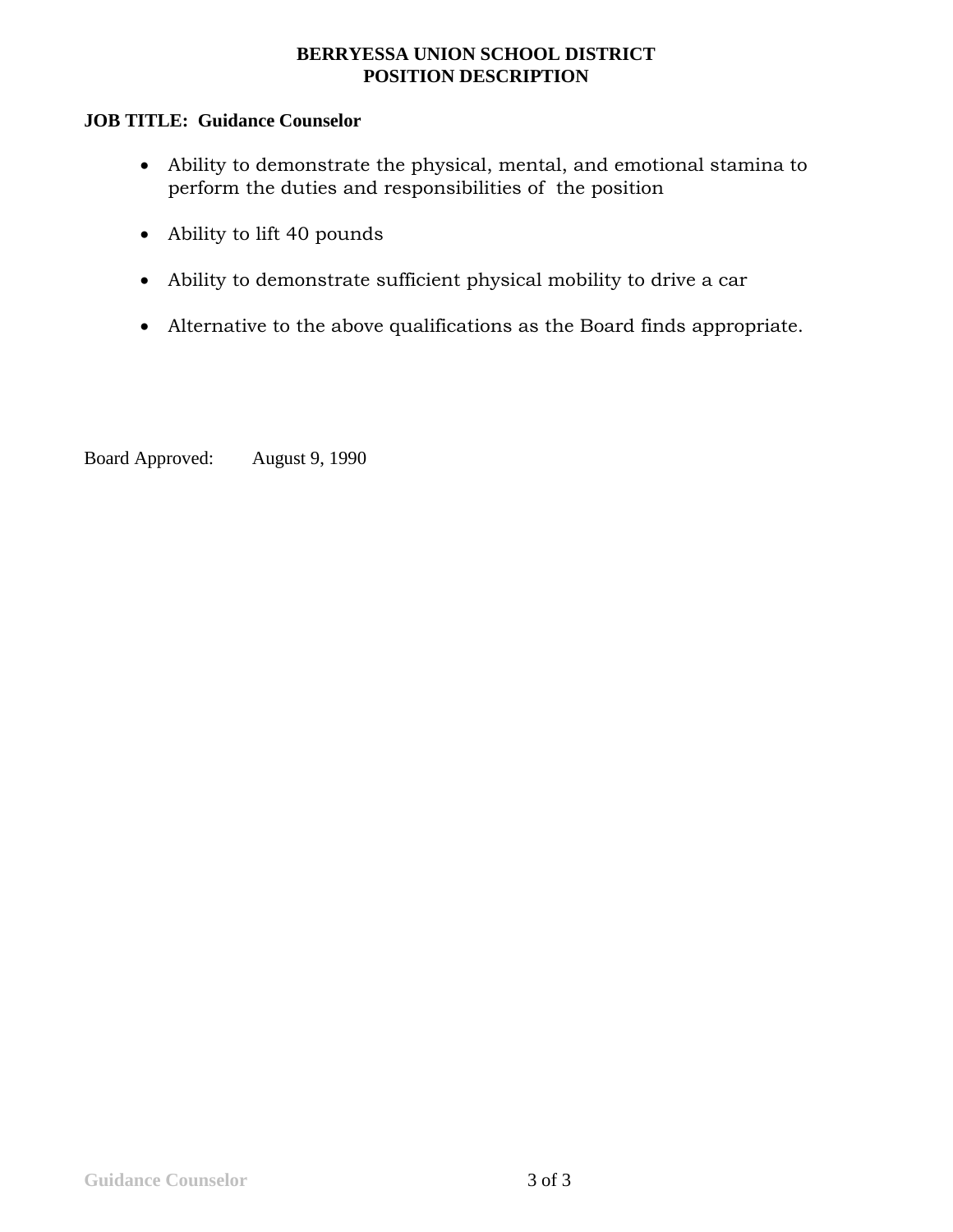**BERRYESSA UNION SCHOOL DISTRICT**
**POSITION DESCRIPTION**

**JOB TITLE: Guidance Counselor**

- Ability to demonstrate the physical, mental, and emotional stamina to perform the duties and responsibilities of the position
- Ability to lift 40 pounds
- Ability to demonstrate sufficient physical mobility to drive a car
- Alternative to the above qualifications as the Board finds appropriate.

Board Approved: August 9, 1990